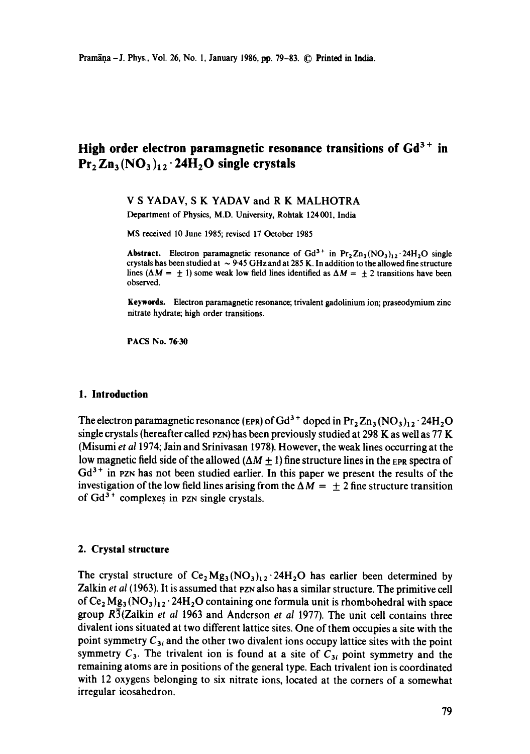# High order electron paramagnetic resonance transitions of $Gd^{3+}$ in $Pr_2Zn_3(NO_3)_{12} \cdot 24H_2O$ single crystals

V S YADAV, S K YADAV and R K MALHOTRA

Department of Physics, M.D. University, Rohtak 124001, India

MS received 10 June 1985; revised 17 October 1985

**Abstract.** Electron paramagnetic resonance of $Gd^{3+}$ in $Pr_2Zn_3(NO_3)_{12} \cdot 24H_2O$ single crystals has been studied at $\sim 9.45$ GHz and at 285 K. In addition to the allowed fine structure lines ($\Delta M = \pm 1$) some weak low field lines identified as $\Delta M = \pm 2$ transitions have been observed.

**Keywords.** Electron paramagnetic resonance; trivalent gadolinium ion; praseodymium zinc nitrate hydrate; high order transitions.

PACS No. 76.30

## 1. Introduction

The electron paramagnetic resonance (EPR) of $Gd^{3+}$ doped in $Pr_2Zn_3(NO_3)_{12} \cdot 24H_2O$ single crystals (hereafter called PZN) has been previously studied at 298 K as well as 77 K (Misumi *et al* 1974; Jain and Srinivasan 1978). However, the weak lines occurring at the low magnetic field side of the allowed ($\Delta M \pm 1$) fine structure lines in the EPR spectra of $Gd^{3+}$ in PZN has not been studied earlier. In this paper we present the results of the investigation of the low field lines arising from the $\Delta M = \pm 2$ fine structure transition of $Gd^{3+}$ complexes in PZN single crystals.

## 2. Crystal structure

The crystal structure of $Ce_2Mg_3(NO_3)_{12} \cdot 24H_2O$ has earlier been determined by Zalkin *et al* (1963). It is assumed that PZN also has a similar structure. The primitive cell of $Ce_2Mg_3(NO_3)_{12} \cdot 24H_2O$ containing one formula unit is rhombohedral with space group $R\bar{3}$ (Zalkin *et al* 1963 and Anderson *et al* 1977). The unit cell contains three divalent ions situated at two different lattice sites. One of them occupies a site with the point symmetry $C_{3i}$ and the other two divalent ions occupy lattice sites with the point symmetry $C_3$. The trivalent ion is found at a site of $C_{3i}$ point symmetry and the remaining atoms are in positions of the general type. Each trivalent ion is coordinated with 12 oxygens belonging to six nitrate ions, located at the corners of a somewhat irregular icosahedron.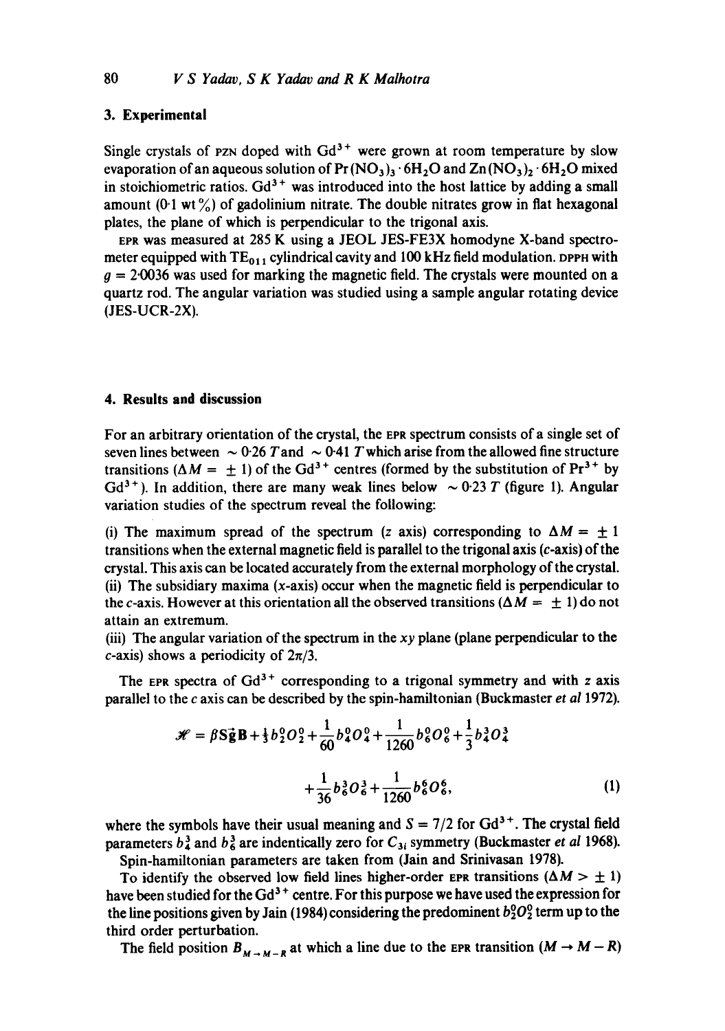## 3. Experimental

Single crystals of PZN doped with $Gd^{3+}$ were grown at room temperature by slow evaporation of an aqueous solution of $Pr(NO_3)_3 \cdot 6H_2O$ and $Zn(NO_3)_2 \cdot 6H_2O$ mixed in stoichiometric ratios. $Gd^{3+}$ was introduced into the host lattice by adding a small amount (0·1 wt %) of gadolinium nitrate. The double nitrates grow in flat hexagonal plates, the plane of which is perpendicular to the trigonal axis.

EPR was measured at 285 K using a JEOL JES-FE3X homodyne X-band spectrometer equipped with $TE_{011}$ cylindrical cavity and 100 kHz field modulation. DPPH with $g = 2{\cdot}0036$ was used for marking the magnetic field. The crystals were mounted on a quartz rod. The angular variation was studied using a sample angular rotating device (JES-UCR-2X).

## 4. Results and discussion

For an arbitrary orientation of the crystal, the EPR spectrum consists of a single set of seven lines between $\sim 0{\cdot}26\,T$ and $\sim 0{\cdot}41\,T$ which arise from the allowed fine structure transitions ($\Delta M = \pm 1$) of the $Gd^{3+}$ centres (formed by the substitution of $Pr^{3+}$ by $Gd^{3+}$). In addition, there are many weak lines below $\sim 0{\cdot}23\,T$ (figure 1). Angular variation studies of the spectrum reveal the following:

(i) The maximum spread of the spectrum ($z$ axis) corresponding to $\Delta M = \pm 1$ transitions when the external magnetic field is parallel to the trigonal axis ($c$-axis) of the crystal. This axis can be located accurately from the external morphology of the crystal.
(ii) The subsidiary maxima ($x$-axis) occur when the magnetic field is perpendicular to the $c$-axis. However at this orientation all the observed transitions ($\Delta M = \pm 1$) do not attain an extremum.
(iii) The angular variation of the spectrum in the $xy$ plane (plane perpendicular to the $c$-axis) shows a periodicity of $2\pi/3$.

The EPR spectra of $Gd^{3+}$ corresponding to a trigonal symmetry and with $z$ axis parallel to the $c$ axis can be described by the spin-hamiltonian (Buckmaster *et al* 1972).

$$\mathscr{H} = \beta \vec{S}\vec{g}\mathbf{B} + \tfrac{1}{3} b_2^0 O_2^0 + \frac{1}{60} b_4^0 O_4^0 + \frac{1}{1260} b_6^0 O_6^0 + \frac{1}{3} b_4^3 O_4^3 + \frac{1}{36} b_6^3 O_6^3 + \frac{1}{1260} b_6^6 O_6^6, \tag{1}$$

where the symbols have their usual meaning and $S = 7/2$ for $Gd^{3+}$. The crystal field parameters $b_4^3$ and $b_6^3$ are indentically zero for $C_{3i}$ symmetry (Buckmaster *et al* 1968).

Spin-hamiltonian parameters are taken from (Jain and Srinivasan 1978).

To identify the observed low field lines higher-order EPR transitions ($\Delta M > \pm 1$) have been studied for the $Gd^{3+}$ centre. For this purpose we have used the expression for the line positions given by Jain (1984) considering the predominent $b_2^0 O_2^0$ term up to the third order perturbation.

The field position $B_{M \to M-R}$ at which a line due to the EPR transition ($M \to M - R$)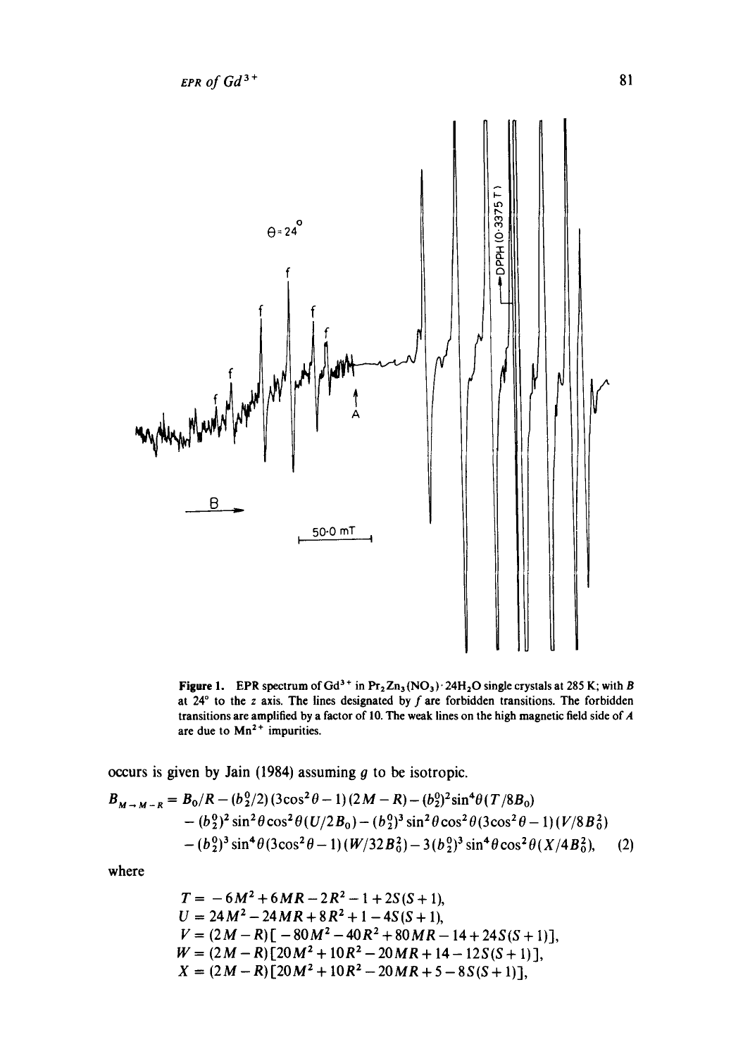**Figure 1.** EPR spectrum of $Gd^{3+}$ in $Pr_2Zn_3(NO_3)\cdot 24H_2O$ single crystals at 285 K; with $B$ at 24° to the $z$ axis. The lines designated by $f$ are forbidden transitions. The forbidden transitions are amplified by a factor of 10. The weak lines on the high magnetic field side of $A$ are due to $Mn^{2+}$ impurities.

occurs is given by Jain (1984) assuming $g$ to be isotropic.

$$
\begin{aligned}
B_{M \to M-R} = {} & B_0/R - (b_2^0/2)(3\cos^2\theta - 1)(2M - R) - (b_2^0)^2 \sin^4\theta (T/8B_0) \\
& - (b_2^0)^2 \sin^2\theta \cos^2\theta (U/2B_0) - (b_2^0)^3 \sin^2\theta \cos^2\theta (3\cos^2\theta - 1)(V/8B_0^2) \\
& - (b_2^0)^3 \sin^4\theta (3\cos^2\theta - 1)(W/32B_0^2) - 3(b_2^0)^3 \sin^4\theta \cos^2\theta (X/4B_0^2), \quad (2)
\end{aligned}
$$

where

$$
\begin{aligned}
T &= -6M^2 + 6MR - 2R^2 - 1 + 2S(S+1), \\
U &= 24M^2 - 24MR + 8R^2 + 1 - 4S(S+1), \\
V &= (2M - R)[-80M^2 - 40R^2 + 80MR - 14 + 24S(S+1)], \\
W &= (2M - R)[20M^2 + 10R^2 - 20MR + 14 - 12S(S+1)], \\
X &= (2M - R)[20M^2 + 10R^2 - 20MR + 5 - 8S(S+1)],
\end{aligned}
$$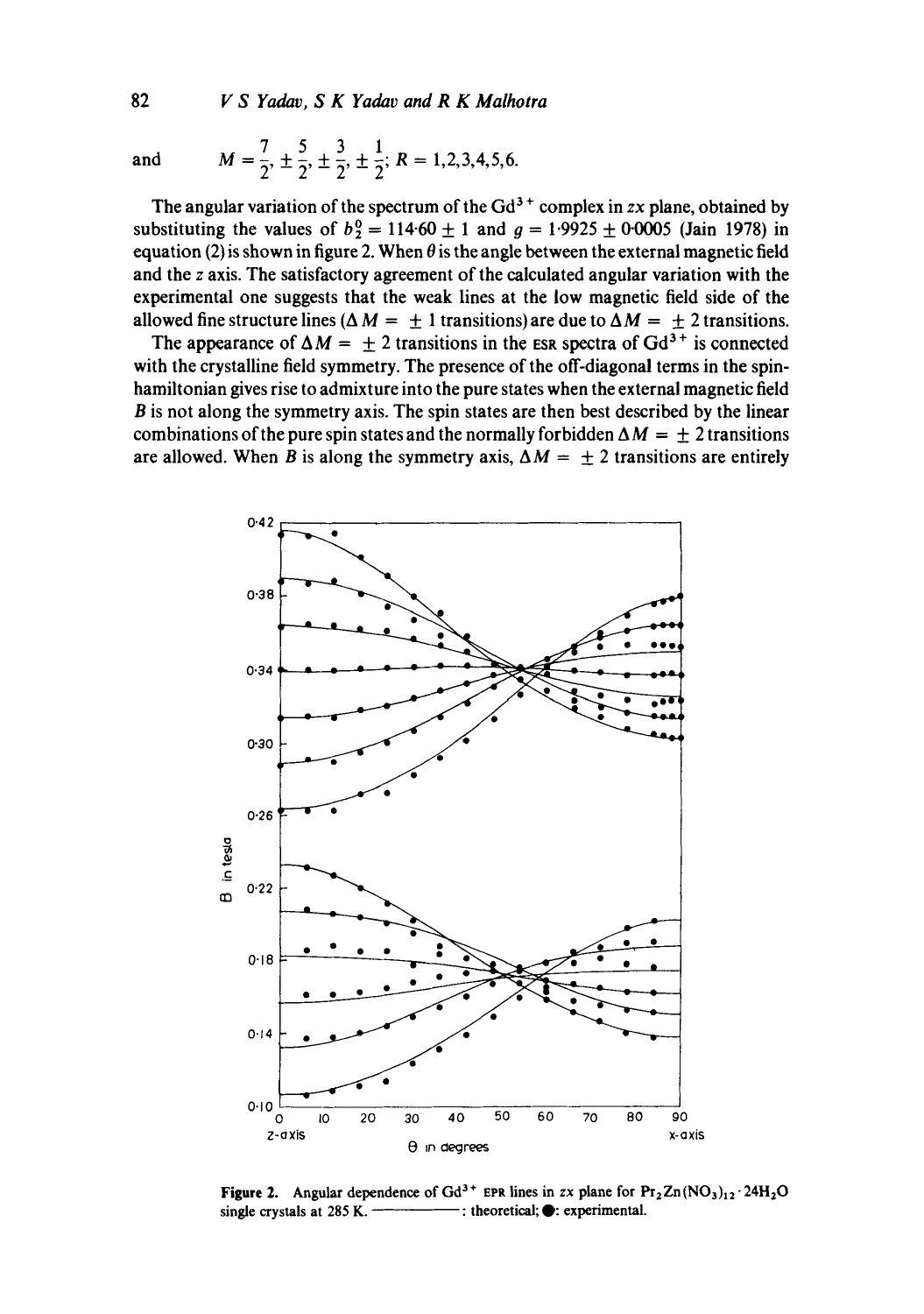and $$M = \frac{7}{2}, \pm\frac{5}{2}, \pm\frac{3}{2}, \pm\frac{1}{2}; R = 1,2,3,4,5,6.$$

The angular variation of the spectrum of the $Gd^{3+}$ complex in $zx$ plane, obtained by substituting the values of $b_2^0 = 114{\cdot}60 \pm 1$ and $g = 1{\cdot}9925 \pm 0{\cdot}0005$ (Jain 1978) in equation (2) is shown in figure 2. When $\theta$ is the angle between the external magnetic field and the $z$ axis. The satisfactory agreement of the calculated angular variation with the experimental one suggests that the weak lines at the low magnetic field side of the allowed fine structure lines ($\Delta M = \pm 1$ transitions) are due to $\Delta M = \pm 2$ transitions.

The appearance of $\Delta M = \pm 2$ transitions in the ESR spectra of $Gd^{3+}$ is connected with the crystalline field symmetry. The presence of the off-diagonal terms in the spin-hamiltonian gives rise to admixture into the pure states when the external magnetic field $B$ is not along the symmetry axis. The spin states are then best described by the linear combinations of the pure spin states and the normally forbidden $\Delta M = \pm 2$ transitions are allowed. When $B$ is along the symmetry axis, $\Delta M = \pm 2$ transitions are entirely

**Figure 2.** Angular dependence of $Gd^{3+}$ EPR lines in $zx$ plane for $Pr_2Zn(NO_3)_{12} \cdot 24H_2O$ single crystals at 285 K. ———: theoretical; ●: experimental.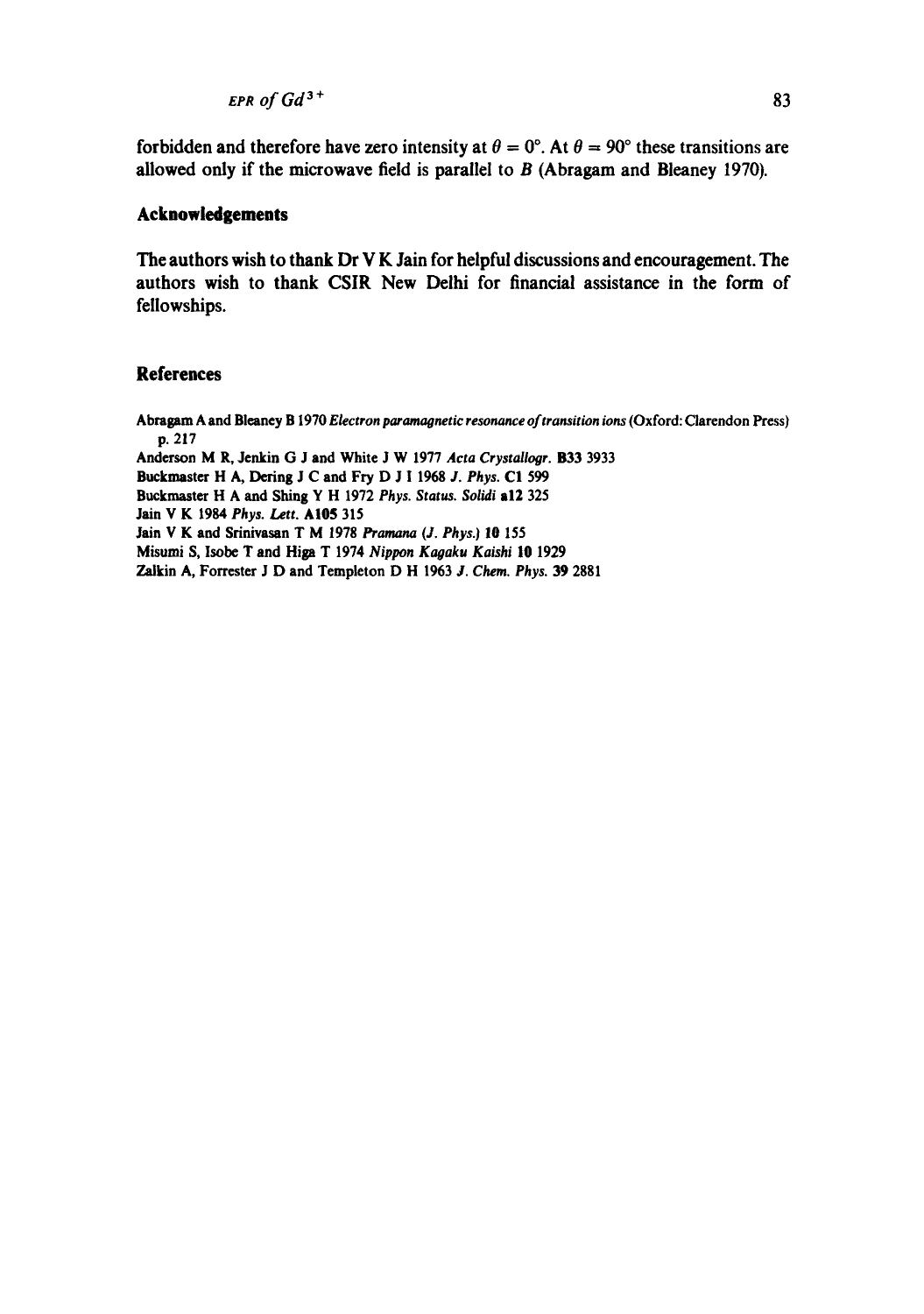forbidden and therefore have zero intensity at $\theta = 0°$. At $\theta = 90°$ these transitions are allowed only if the microwave field is parallel to $B$ (Abragam and Bleaney 1970).

## Acknowledgements

The authors wish to thank Dr V K Jain for helpful discussions and encouragement. The authors wish to thank CSIR New Delhi for financial assistance in the form of fellowships.

## References

Abragam A and Bleaney B 1970 *Electron paramagnetic resonance of transition ions* (Oxford: Clarendon Press) p. 217

Anderson M R, Jenkin G J and White J W 1977 *Acta Crystallogr.* **B33** 3933

Buckmaster H A, Dering J C and Fry D J I 1968 *J. Phys.* **C1** 599

Buckmaster H A and Shing Y H 1972 *Phys. Status. Solidi* **a12** 325

Jain V K 1984 *Phys. Lett.* **A105** 315

Jain V K and Srinivasan T M 1978 *Pramana (J. Phys.)* **10** 155

Misumi S, Isobe T and Higa T 1974 *Nippon Kagaku Kaishi* **10** 1929

Zalkin A, Forrester J D and Templeton D H 1963 *J. Chem. Phys.* **39** 2881